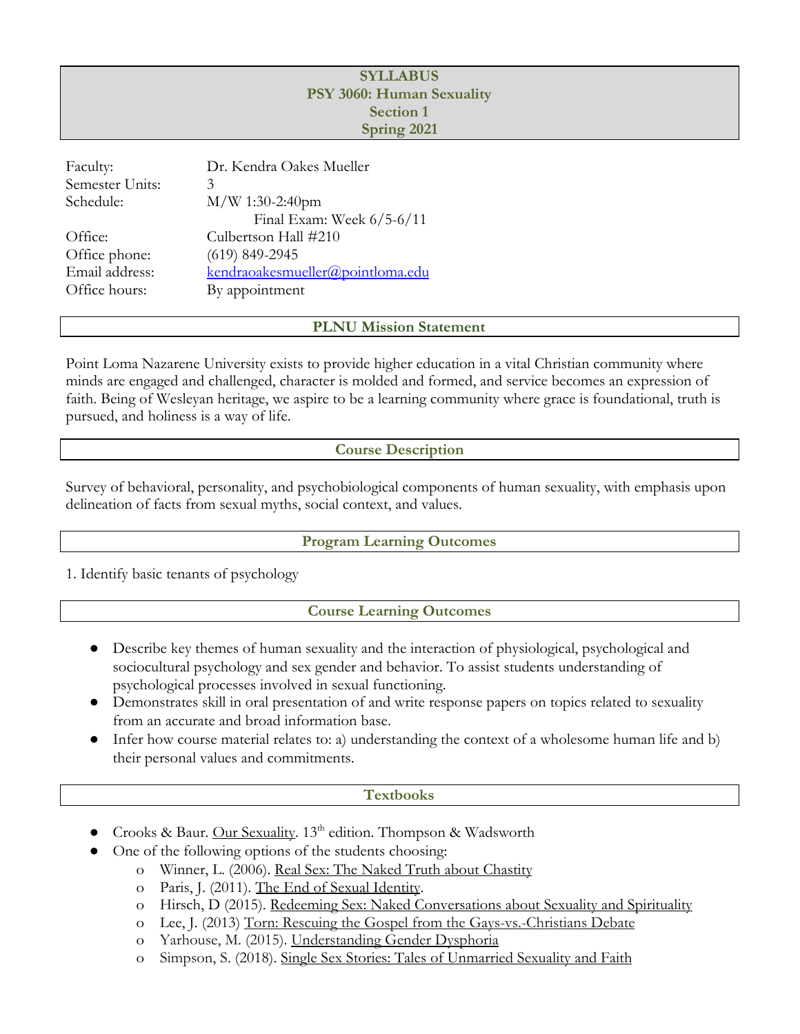# SYLLABUS
## PSY 3060: Human Sexuality
## Section 1
## Spring 2021

| | |
|---|---|
| Faculty: | Dr. Kendra Oakes Mueller |
| Semester Units: | 3 |
| Schedule: | M/W 1:30-2:40pm<br>Final Exam: Week 6/5-6/11 |
| Office: | Culbertson Hall #210 |
| Office phone: | (619) 849-2945 |
| Email address: | kendraoakesmueller@pointloma.edu |
| Office hours: | By appointment |

## PLNU Mission Statement

Point Loma Nazarene University exists to provide higher education in a vital Christian community where minds are engaged and challenged, character is molded and formed, and service becomes an expression of faith. Being of Wesleyan heritage, we aspire to be a learning community where grace is foundational, truth is pursued, and holiness is a way of life.

## Course Description

Survey of behavioral, personality, and psychobiological components of human sexuality, with emphasis upon delineation of facts from sexual myths, social context, and values.

## Program Learning Outcomes

1. Identify basic tenants of psychology

## Course Learning Outcomes

- Describe key themes of human sexuality and the interaction of physiological, psychological and sociocultural psychology and sex gender and behavior. To assist students understanding of psychological processes involved in sexual functioning.
- Demonstrates skill in oral presentation of and write response papers on topics related to sexuality from an accurate and broad information base.
- Infer how course material relates to: a) understanding the context of a wholesome human life and b) their personal values and commitments.

## Textbooks

- Crooks & Baur. Our Sexuality. 13th edition. Thompson & Wadsworth
- One of the following options of the students choosing:
  - Winner, L. (2006). Real Sex: The Naked Truth about Chastity
  - Paris, J. (2011). The End of Sexual Identity.
  - Hirsch, D (2015). Redeeming Sex: Naked Conversations about Sexuality and Spirituality
  - Lee, J. (2013) Torn: Rescuing the Gospel from the Gays-vs.-Christians Debate
  - Yarhouse, M. (2015). Understanding Gender Dysphoria
  - Simpson, S. (2018). Single Sex Stories: Tales of Unmarried Sexuality and Faith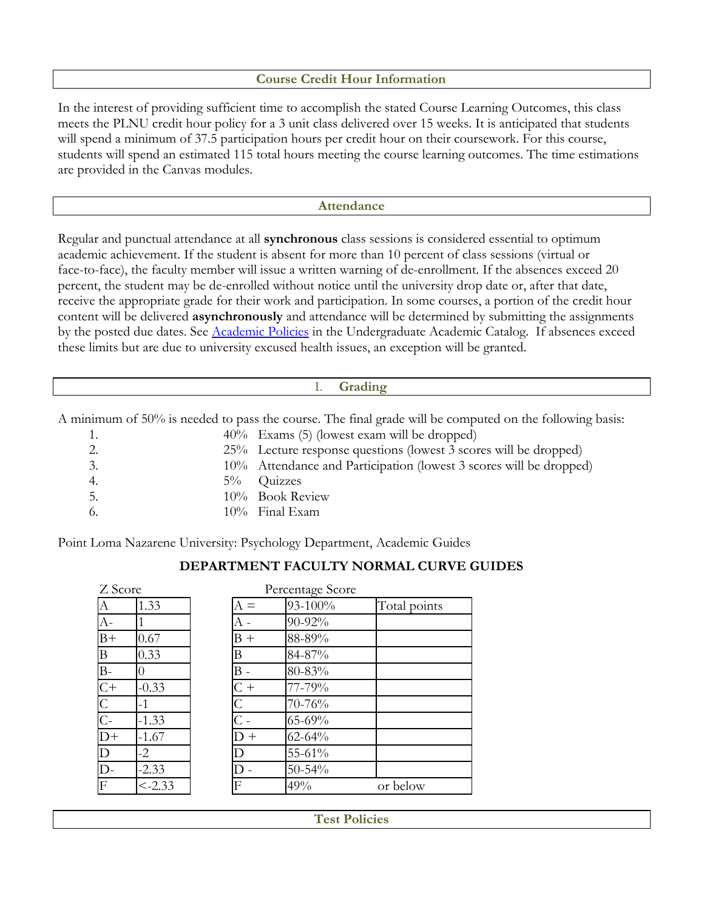## Course Credit Hour Information

In the interest of providing sufficient time to accomplish the stated Course Learning Outcomes, this class meets the PLNU credit hour policy for a 3 unit class delivered over 15 weeks. It is anticipated that students will spend a minimum of 37.5 participation hours per credit hour on their coursework. For this course, students will spend an estimated 115 total hours meeting the course learning outcomes. The time estimations are provided in the Canvas modules.

## Attendance

Regular and punctual attendance at all **synchronous** class sessions is considered essential to optimum academic achievement. If the student is absent for more than 10 percent of class sessions (virtual or face-to-face), the faculty member will issue a written warning of de-enrollment. If the absences exceed 20 percent, the student may be de-enrolled without notice until the university drop date or, after that date, receive the appropriate grade for their work and participation. In some courses, a portion of the credit hour content will be delivered **asynchronously** and attendance will be determined by submitting the assignments by the posted due dates. See [Academic Policies](Academic Policies) in the Undergraduate Academic Catalog. If absences exceed these limits but are due to university excused health issues, an exception will be granted.

## I. Grading

A minimum of 50% is needed to pass the course. The final grade will be computed on the following basis:

1. 40% Exams (5) (lowest exam will be dropped)
2. 25% Lecture response questions (lowest 3 scores will be dropped)
3. 10% Attendance and Participation (lowest 3 scores will be dropped)
4. 5% Quizzes
5. 10% Book Review
6. 10% Final Exam

Point Loma Nazarene University: Psychology Department, Academic Guides

**DEPARTMENT FACULTY NORMAL CURVE GUIDES**

Z Score

| Grade | Z Score |
|---|---|
| A | 1.33 |
| A- | 1 |
| B+ | 0.67 |
| B | 0.33 |
| B- | 0 |
| C+ | -0.33 |
| C | -1 |
| C- | -1.33 |
| D+ | -1.67 |
| D | -2 |
| D- | -2.33 |
| F | <-2.33 |

Percentage Score

| Grade | Percentage | |
|---|---|---|
| A = | 93-100% | Total points |
| A - | 90-92% | |
| B + | 88-89% | |
| B | 84-87% | |
| B - | 80-83% | |
| C + | 77-79% | |
| C | 70-76% | |
| C - | 65-69% | |
| D + | 62-64% | |
| D | 55-61% | |
| D - | 50-54% | |
| F | 49% | or below |

## Test Policies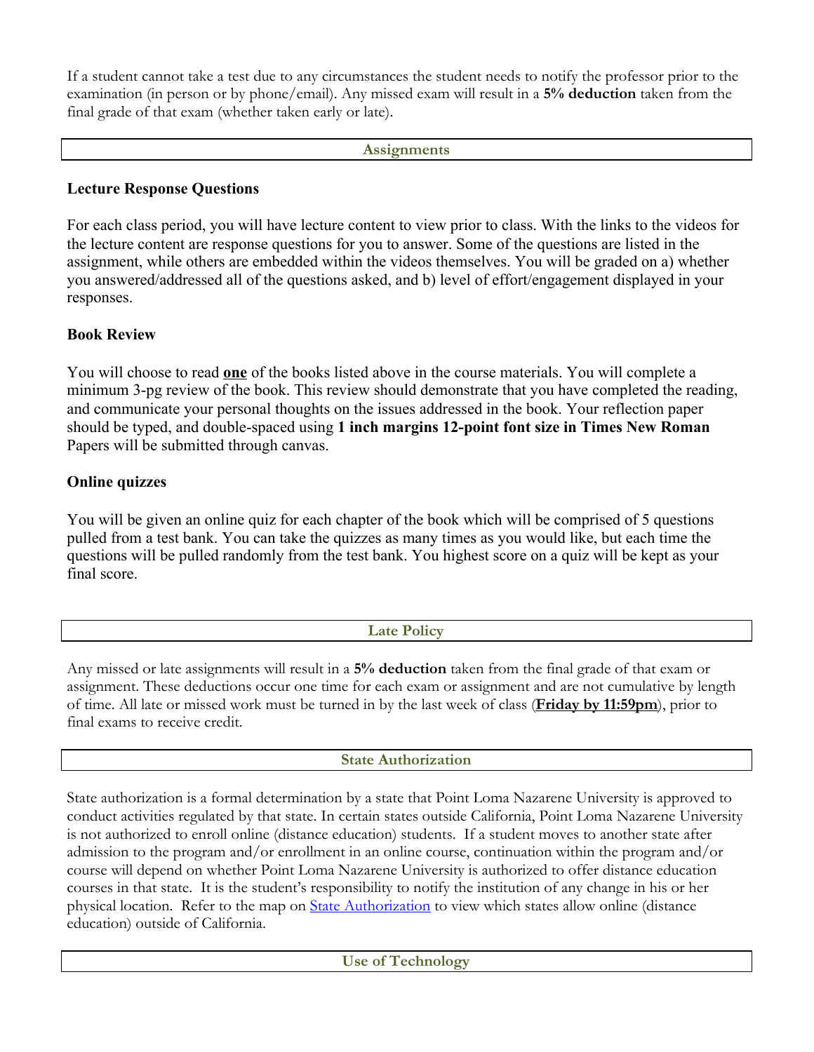If a student cannot take a test due to any circumstances the student needs to notify the professor prior to the examination (in person or by phone/email). Any missed exam will result in a **5% deduction** taken from the final grade of that exam (whether taken early or late).

## Assignments

**Lecture Response Questions**

For each class period, you will have lecture content to view prior to class. With the links to the videos for the lecture content are response questions for you to answer. Some of the questions are listed in the assignment, while others are embedded within the videos themselves. You will be graded on a) whether you answered/addressed all of the questions asked, and b) level of effort/engagement displayed in your responses.

**Book Review**

You will choose to read **<u>one</u>** of the books listed above in the course materials. You will complete a minimum 3-pg review of the book. This review should demonstrate that you have completed the reading, and communicate your personal thoughts on the issues addressed in the book. Your reflection paper should be typed, and double-spaced using **1 inch margins 12-point font size in Times New Roman** Papers will be submitted through canvas.

**Online quizzes**

You will be given an online quiz for each chapter of the book which will be comprised of 5 questions pulled from a test bank. You can take the quizzes as many times as you would like, but each time the questions will be pulled randomly from the test bank. You highest score on a quiz will be kept as your final score.

## Late Policy

Any missed or late assignments will result in a **5% deduction** taken from the final grade of that exam or assignment. These deductions occur one time for each exam or assignment and are not cumulative by length of time. All late or missed work must be turned in by the last week of class (**<u>Friday by 11:59pm</u>**), prior to final exams to receive credit.

## State Authorization

State authorization is a formal determination by a state that Point Loma Nazarene University is approved to conduct activities regulated by that state. In certain states outside California, Point Loma Nazarene University is not authorized to enroll online (distance education) students. If a student moves to another state after admission to the program and/or enrollment in an online course, continuation within the program and/or course will depend on whether Point Loma Nazarene University is authorized to offer distance education courses in that state. It is the student's responsibility to notify the institution of any change in his or her physical location. Refer to the map on [State Authorization]() to view which states allow online (distance education) outside of California.

## Use of Technology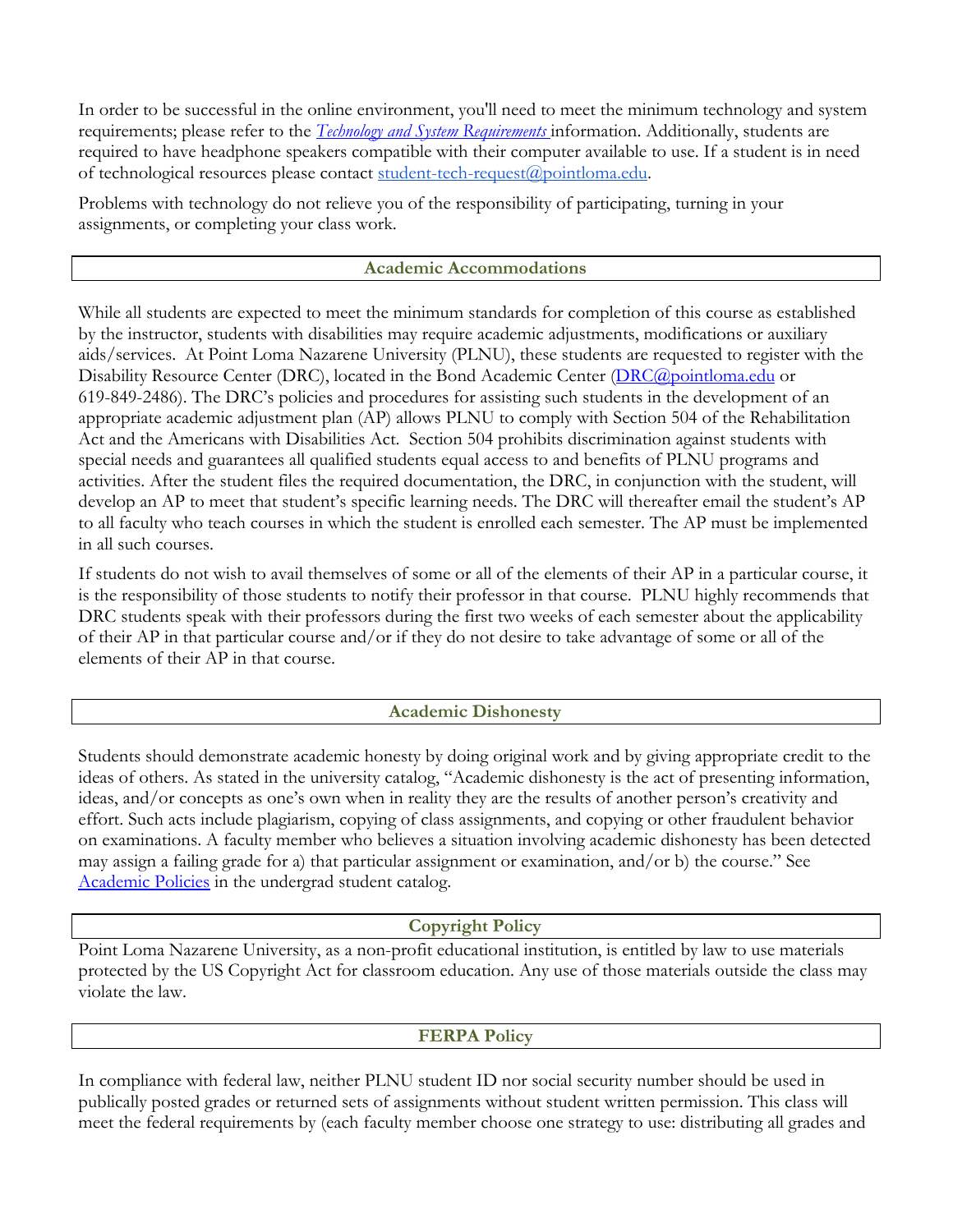In order to be successful in the online environment, you'll need to meet the minimum technology and system requirements; please refer to the *Technology and System Requirements* information. Additionally, students are required to have headphone speakers compatible with their computer available to use. If a student is in need of technological resources please contact student-tech-request@pointloma.edu.

Problems with technology do not relieve you of the responsibility of participating, turning in your assignments, or completing your class work.

## Academic Accommodations

While all students are expected to meet the minimum standards for completion of this course as established by the instructor, students with disabilities may require academic adjustments, modifications or auxiliary aids/services. At Point Loma Nazarene University (PLNU), these students are requested to register with the Disability Resource Center (DRC), located in the Bond Academic Center (DRC@pointloma.edu or 619-849-2486). The DRC's policies and procedures for assisting such students in the development of an appropriate academic adjustment plan (AP) allows PLNU to comply with Section 504 of the Rehabilitation Act and the Americans with Disabilities Act. Section 504 prohibits discrimination against students with special needs and guarantees all qualified students equal access to and benefits of PLNU programs and activities. After the student files the required documentation, the DRC, in conjunction with the student, will develop an AP to meet that student's specific learning needs. The DRC will thereafter email the student's AP to all faculty who teach courses in which the student is enrolled each semester. The AP must be implemented in all such courses.

If students do not wish to avail themselves of some or all of the elements of their AP in a particular course, it is the responsibility of those students to notify their professor in that course. PLNU highly recommends that DRC students speak with their professors during the first two weeks of each semester about the applicability of their AP in that particular course and/or if they do not desire to take advantage of some or all of the elements of their AP in that course.

## Academic Dishonesty

Students should demonstrate academic honesty by doing original work and by giving appropriate credit to the ideas of others. As stated in the university catalog, "Academic dishonesty is the act of presenting information, ideas, and/or concepts as one's own when in reality they are the results of another person's creativity and effort. Such acts include plagiarism, copying of class assignments, and copying or other fraudulent behavior on examinations. A faculty member who believes a situation involving academic dishonesty has been detected may assign a failing grade for a) that particular assignment or examination, and/or b) the course." See Academic Policies in the undergrad student catalog.

## Copyright Policy

Point Loma Nazarene University, as a non-profit educational institution, is entitled by law to use materials protected by the US Copyright Act for classroom education. Any use of those materials outside the class may violate the law.

## FERPA Policy

In compliance with federal law, neither PLNU student ID nor social security number should be used in publically posted grades or returned sets of assignments without student written permission. This class will meet the federal requirements by (each faculty member choose one strategy to use: distributing all grades and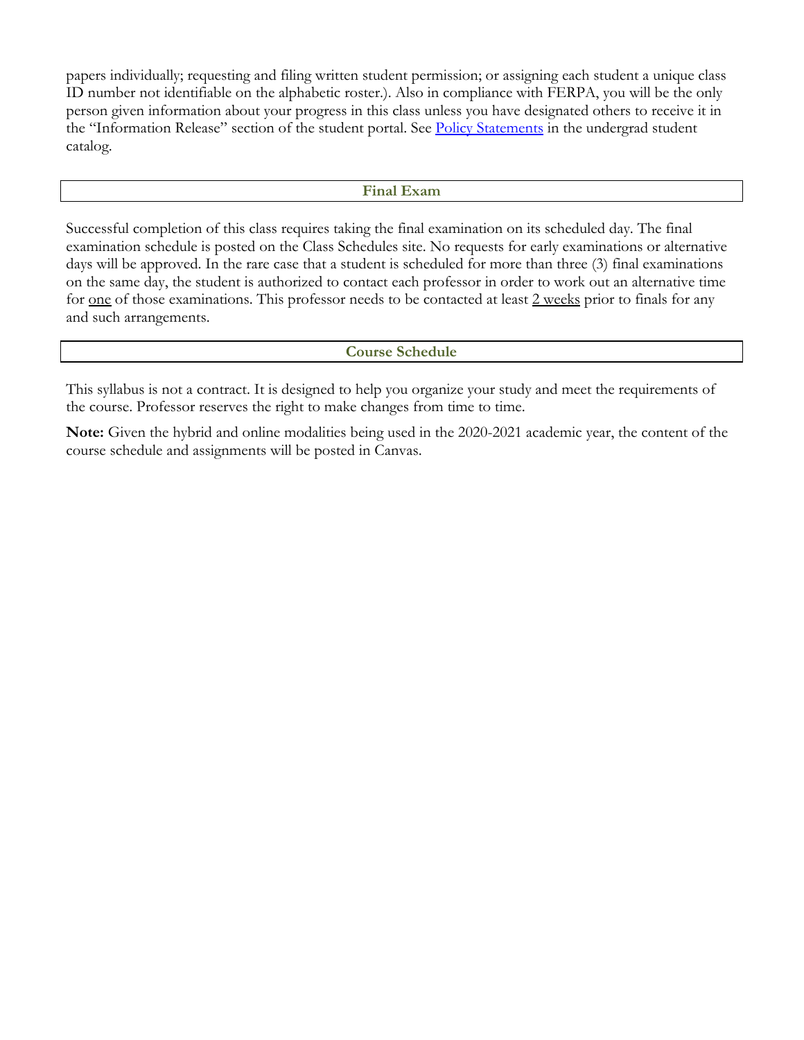papers individually; requesting and filing written student permission; or assigning each student a unique class ID number not identifiable on the alphabetic roster.). Also in compliance with FERPA, you will be the only person given information about your progress in this class unless you have designated others to receive it in the "Information Release" section of the student portal. See [Policy Statements](#) in the undergrad student catalog.

## Final Exam

Successful completion of this class requires taking the final examination on its scheduled day. The final examination schedule is posted on the Class Schedules site. No requests for early examinations or alternative days will be approved. In the rare case that a student is scheduled for more than three (3) final examinations on the same day, the student is authorized to contact each professor in order to work out an alternative time for one of those examinations. This professor needs to be contacted at least 2 weeks prior to finals for any and such arrangements.

## Course Schedule

This syllabus is not a contract. It is designed to help you organize your study and meet the requirements of the course. Professor reserves the right to make changes from time to time.

**Note:** Given the hybrid and online modalities being used in the 2020-2021 academic year, the content of the course schedule and assignments will be posted in Canvas.